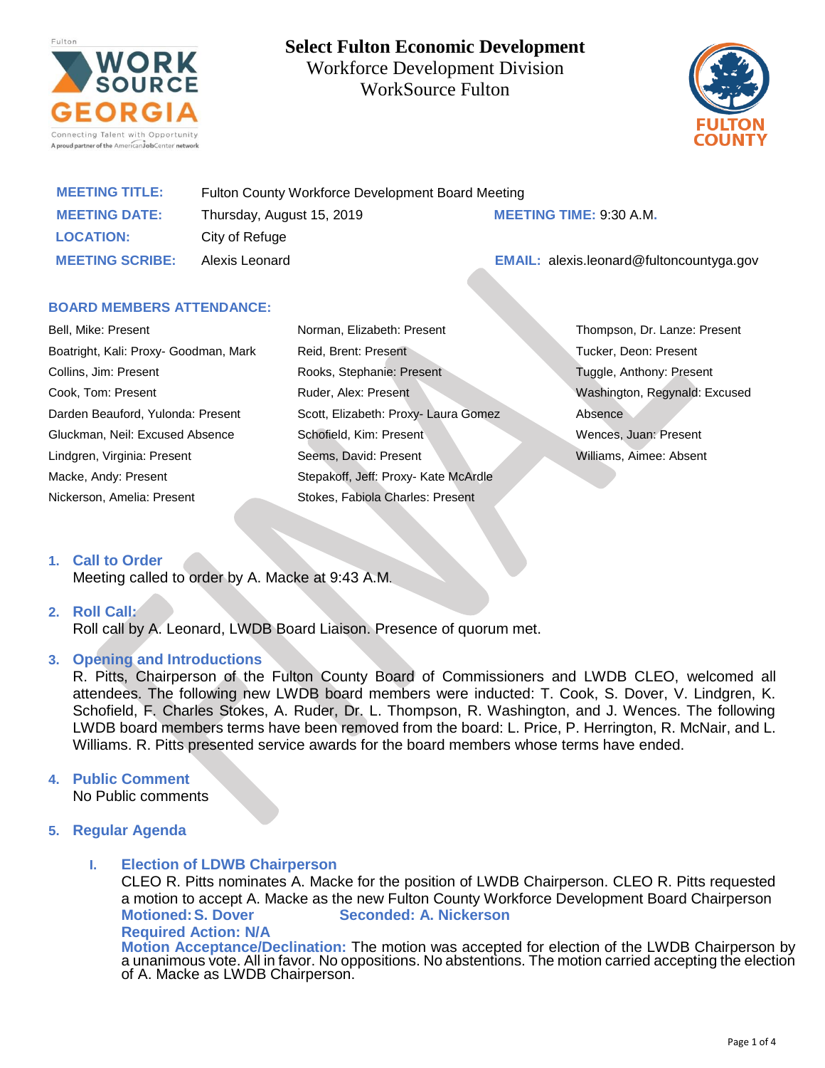# Select Fulton Economic Development

Workforce Development Division

WorkSource Fulton

**MEETING TITLE:** Fulton County Workforce Development Board Meeting

**MEETING DATE:** Thursday, August 15, 2019 **MEETING TIME:** 9:30 A.M.

**LOCATION:** City of Refuge

**MEETING SCRIBE:** Alexis Leonard **EMAIL:** alexis.leonard@fultoncountyga.gov

### BOARD MEMBERS ATTENDANCE:

Bell, Mike: Present
Boatright, Kali: Proxy- Goodman, Mark
Collins, Jim: Present
Cook, Tom: Present
Darden Beauford, Yulonda: Present
Gluckman, Neil: Excused Absence
Lindgren, Virginia: Present
Macke, Andy: Present
Nickerson, Amelia: Present
Norman, Elizabeth: Present
Reid, Brent: Present
Rooks, Stephanie: Present
Ruder, Alex: Present
Scott, Elizabeth: Proxy- Laura Gomez
Schofield, Kim: Present
Seems, David: Present
Stepakoff, Jeff: Proxy- Kate McArdle
Stokes, Fabiola Charles: Present
Thompson, Dr. Lanze: Present
Tucker, Deon: Present
Tuggle, Anthony: Present
Washington, Regynald: Excused Absence
Wences, Juan: Present
Williams, Aimee: Absent

1. **Call to Order**
   Meeting called to order by A. Macke at 9:43 A.M.

2. **Roll Call:**
   Roll call by A. Leonard, LWDB Board Liaison. Presence of quorum met.

3. **Opening and Introductions**
   R. Pitts, Chairperson of the Fulton County Board of Commissioners and LWDB CLEO, welcomed all attendees. The following new LWDB board members were inducted: T. Cook, S. Dover, V. Lindgren, K. Schofield, F. Charles Stokes, A. Ruder, Dr. L. Thompson, R. Washington, and J. Wences. The following LWDB board members terms have been removed from the board: L. Price, P. Herrington, R. McNair, and L. Williams. R. Pitts presented service awards for the board members whose terms have ended.

4. **Public Comment**
   No Public comments

5. **Regular Agenda**

   I. **Election of LDWB Chairperson**
   CLEO R. Pitts nominates A. Macke for the position of LWDB Chairperson. CLEO R. Pitts requested a motion to accept A. Macke as the new Fulton County Workforce Development Board Chairperson
   **Motioned: S. Dover** **Seconded: A. Nickerson**
   **Required Action: N/A**
   **Motion Acceptance/Declination:** The motion was accepted for election of the LWDB Chairperson by a unanimous vote. All in favor. No oppositions. No abstentions. The motion carried accepting the election of A. Macke as LWDB Chairperson.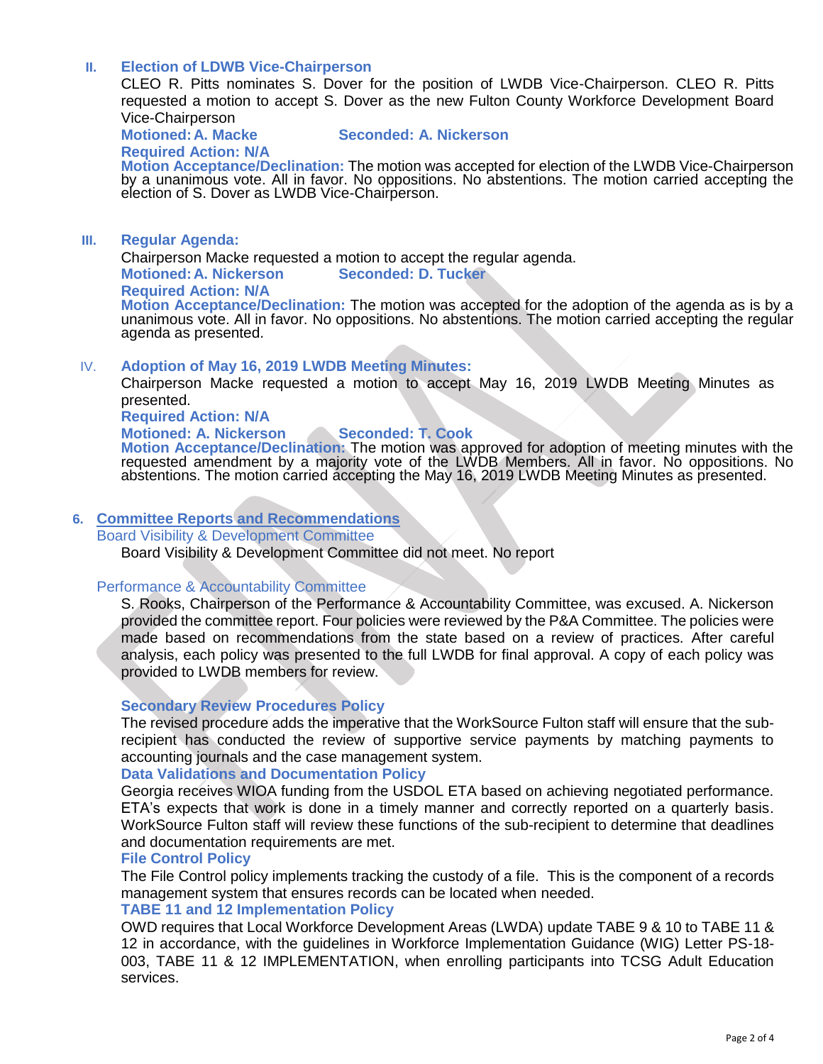## II. Election of LDWB Vice-Chairperson

CLEO R. Pitts nominates S. Dover for the position of LWDB Vice-Chairperson. CLEO R. Pitts requested a motion to accept S. Dover as the new Fulton County Workforce Development Board Vice-Chairperson

**Motioned: A. Macke** **Seconded: A. Nickerson**

**Required Action: N/A**

**Motion Acceptance/Declination:** The motion was accepted for election of the LWDB Vice-Chairperson by a unanimous vote. All in favor. No oppositions. No abstentions. The motion carried accepting the election of S. Dover as LWDB Vice-Chairperson.

## III. Regular Agenda:

Chairperson Macke requested a motion to accept the regular agenda.

**Motioned: A. Nickerson** **Seconded: D. Tucker**

**Required Action: N/A**

**Motion Acceptance/Declination:** The motion was accepted for the adoption of the agenda as is by a unanimous vote. All in favor. No oppositions. No abstentions. The motion carried accepting the regular agenda as presented.

## IV. Adoption of May 16, 2019 LWDB Meeting Minutes:

Chairperson Macke requested a motion to accept May 16, 2019 LWDB Meeting Minutes as presented.

**Required Action: N/A**

**Motioned: A. Nickerson** **Seconded: T. Cook**

**Motion Acceptance/Declination:** The motion was approved for adoption of meeting minutes with the requested amendment by a majority vote of the LWDB Members. All in favor. No oppositions. No abstentions. The motion carried accepting the May 16, 2019 LWDB Meeting Minutes as presented.

## 6. Committee Reports and Recommendations

### Board Visibility & Development Committee

Board Visibility & Development Committee did not meet. No report

### Performance & Accountability Committee

S. Rooks, Chairperson of the Performance & Accountability Committee, was excused. A. Nickerson provided the committee report. Four policies were reviewed by the P&A Committee. The policies were made based on recommendations from the state based on a review of practices. After careful analysis, each policy was presented to the full LWDB for final approval. A copy of each policy was provided to LWDB members for review.

**Secondary Review Procedures Policy**

The revised procedure adds the imperative that the WorkSource Fulton staff will ensure that the sub-recipient has conducted the review of supportive service payments by matching payments to accounting journals and the case management system.

**Data Validations and Documentation Policy**

Georgia receives WIOA funding from the USDOL ETA based on achieving negotiated performance. ETA's expects that work is done in a timely manner and correctly reported on a quarterly basis. WorkSource Fulton staff will review these functions of the sub-recipient to determine that deadlines and documentation requirements are met.

**File Control Policy**

The File Control policy implements tracking the custody of a file. This is the component of a records management system that ensures records can be located when needed.

**TABE 11 and 12 Implementation Policy**

OWD requires that Local Workforce Development Areas (LWDA) update TABE 9 & 10 to TABE 11 & 12 in accordance, with the guidelines in Workforce Implementation Guidance (WIG) Letter PS-18-003, TABE 11 & 12 IMPLEMENTATION, when enrolling participants into TCSG Adult Education services.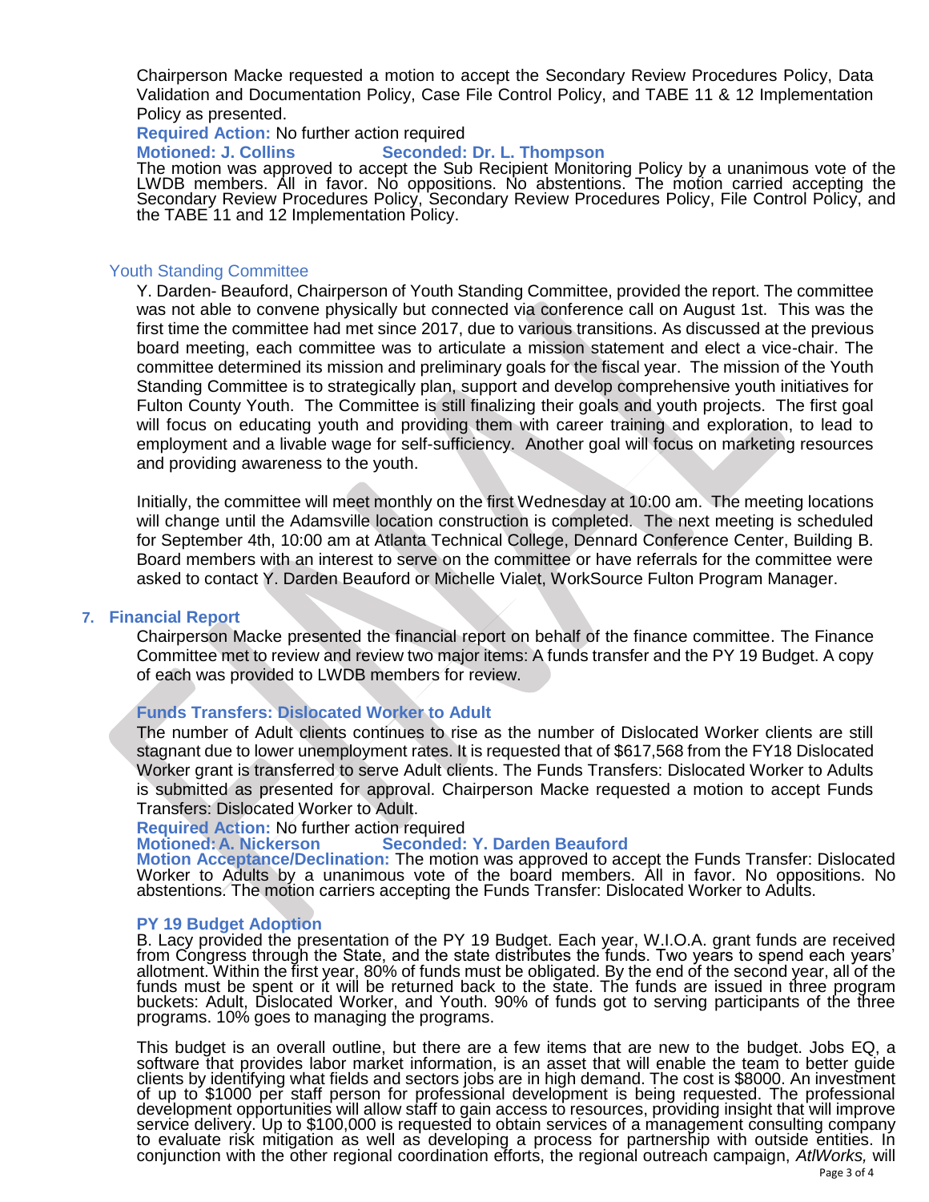Chairperson Macke requested a motion to accept the Secondary Review Procedures Policy, Data Validation and Documentation Policy, Case File Control Policy, and TABE 11 & 12 Implementation Policy as presented.

**Required Action:** No further action required

**Motioned: J. Collins** **Seconded: Dr. L. Thompson**

The motion was approved to accept the Sub Recipient Monitoring Policy by a unanimous vote of the LWDB members. All in favor. No oppositions. No abstentions. The motion carried accepting the Secondary Review Procedures Policy, Secondary Review Procedures Policy, File Control Policy, and the TABE 11 and 12 Implementation Policy.

### Youth Standing Committee

Y. Darden- Beauford, Chairperson of Youth Standing Committee, provided the report. The committee was not able to convene physically but connected via conference call on August 1st. This was the first time the committee had met since 2017, due to various transitions. As discussed at the previous board meeting, each committee was to articulate a mission statement and elect a vice-chair. The committee determined its mission and preliminary goals for the fiscal year. The mission of the Youth Standing Committee is to strategically plan, support and develop comprehensive youth initiatives for Fulton County Youth. The Committee is still finalizing their goals and youth projects. The first goal will focus on educating youth and providing them with career training and exploration, to lead to employment and a livable wage for self-sufficiency. Another goal will focus on marketing resources and providing awareness to the youth.

Initially, the committee will meet monthly on the first Wednesday at 10:00 am. The meeting locations will change until the Adamsville location construction is completed. The next meeting is scheduled for September 4th, 10:00 am at Atlanta Technical College, Dennard Conference Center, Building B. Board members with an interest to serve on the committee or have referrals for the committee were asked to contact Y. Darden Beauford or Michelle Vialet, WorkSource Fulton Program Manager.

## 7. Financial Report

Chairperson Macke presented the financial report on behalf of the finance committee. The Finance Committee met to review and review two major items: A funds transfer and the PY 19 Budget. A copy of each was provided to LWDB members for review.

### Funds Transfers: Dislocated Worker to Adult

The number of Adult clients continues to rise as the number of Dislocated Worker clients are still stagnant due to lower unemployment rates. It is requested that of $617,568 from the FY18 Dislocated Worker grant is transferred to serve Adult clients. The Funds Transfers: Dislocated Worker to Adults is submitted as presented for approval. Chairperson Macke requested a motion to accept Funds Transfers: Dislocated Worker to Adult.

**Required Action:** No further action required

**Motioned: A. Nickerson** **Seconded: Y. Darden Beauford**

**Motion Acceptance/Declination:** The motion was approved to accept the Funds Transfer: Dislocated Worker to Adults by a unanimous vote of the board members. All in favor. No oppositions. No abstentions. The motion carriers accepting the Funds Transfer: Dislocated Worker to Adults.

### PY 19 Budget Adoption

B. Lacy provided the presentation of the PY 19 Budget. Each year, W.I.O.A. grant funds are received from Congress through the State, and the state distributes the funds. Two years to spend each years' allotment. Within the first year, 80% of funds must be obligated. By the end of the second year, all of the funds must be spent or it will be returned back to the state. The funds are issued in three program buckets: Adult, Dislocated Worker, and Youth. 90% of funds got to serving participants of the three programs. 10% goes to managing the programs.

This budget is an overall outline, but there are a few items that are new to the budget. Jobs EQ, a software that provides labor market information, is an asset that will enable the team to better guide clients by identifying what fields and sectors jobs are in high demand. The cost is $8000. An investment of up to $1000 per staff person for professional development is being requested. The professional development opportunities will allow staff to gain access to resources, providing insight that will improve service delivery. Up to $100,000 is requested to obtain services of a management consulting company to evaluate risk mitigation as well as developing a process for partnership with outside entities. In conjunction with the other regional coordination efforts, the regional outreach campaign, *AtlWorks,* will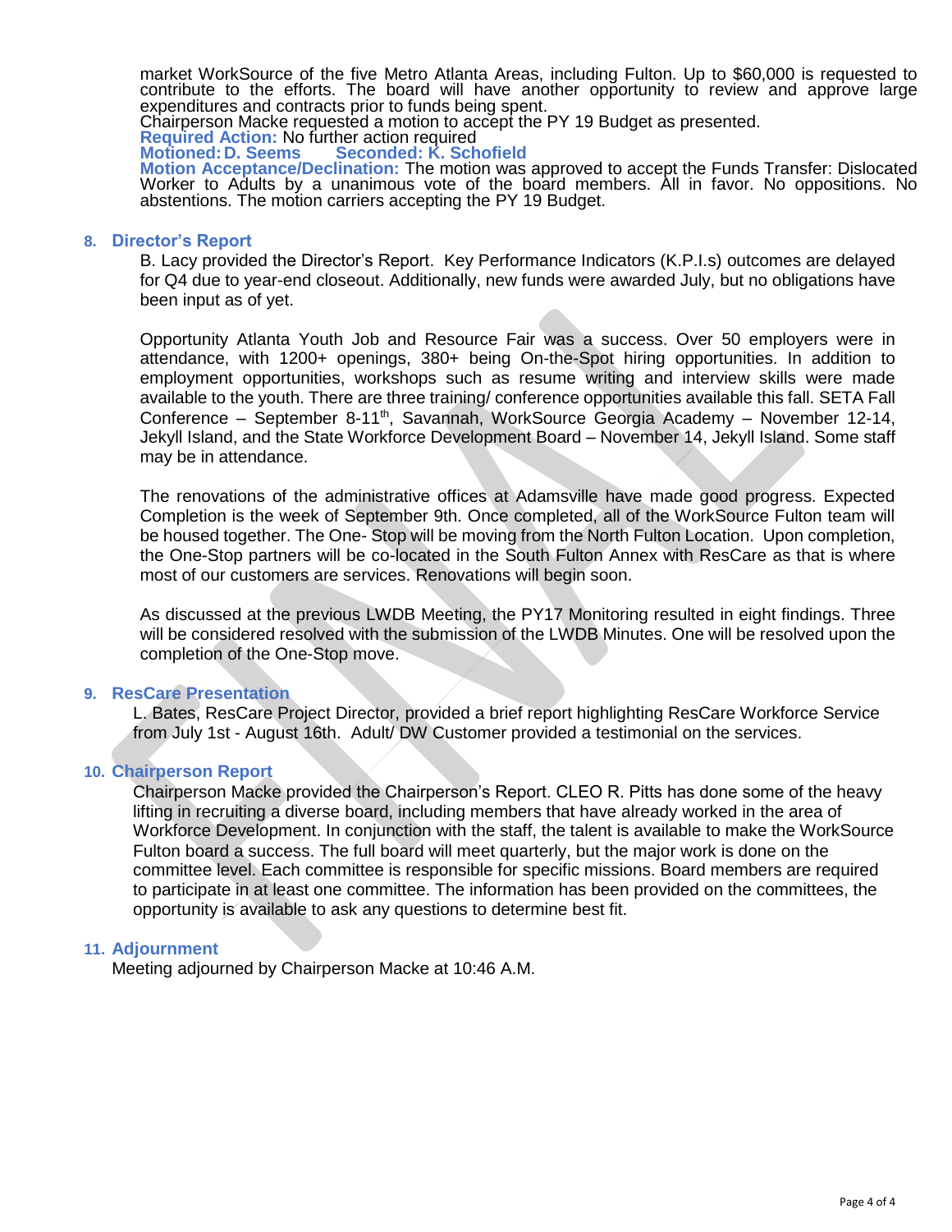market WorkSource of the five Metro Atlanta Areas, including Fulton. Up to $60,000 is requested to contribute to the efforts. The board will have another opportunity to review and approve large expenditures and contracts prior to funds being spent.
Chairperson Macke requested a motion to accept the PY 19 Budget as presented.
**Required Action:** No further action required
**Motioned: D. Seems** **Seconded: K. Schofield**
**Motion Acceptance/Declination:** The motion was approved to accept the Funds Transfer: Dislocated Worker to Adults by a unanimous vote of the board members. All in favor. No oppositions. No abstentions. The motion carries accepting the PY 19 Budget.

## 8. Director's Report

B. Lacy provided the Director's Report. Key Performance Indicators (K.P.I.s) outcomes are delayed for Q4 due to year-end closeout. Additionally, new funds were awarded July, but no obligations have been input as of yet.

Opportunity Atlanta Youth Job and Resource Fair was a success. Over 50 employers were in attendance, with 1200+ openings, 380+ being On-the-Spot hiring opportunities. In addition to employment opportunities, workshops such as resume writing and interview skills were made available to the youth. There are three training/ conference opportunities available this fall. SETA Fall Conference – September 8-11th, Savannah, WorkSource Georgia Academy – November 12-14, Jekyll Island, and the State Workforce Development Board – November 14, Jekyll Island. Some staff may be in attendance.

The renovations of the administrative offices at Adamsville have made good progress. Expected Completion is the week of September 9th. Once completed, all of the WorkSource Fulton team will be housed together. The One- Stop will be moving from the North Fulton Location. Upon completion, the One-Stop partners will be co-located in the South Fulton Annex with ResCare as that is where most of our customers are services. Renovations will begin soon.

As discussed at the previous LWDB Meeting, the PY17 Monitoring resulted in eight findings. Three will be considered resolved with the submission of the LWDB Minutes. One will be resolved upon the completion of the One-Stop move.

## 9. ResCare Presentation

L. Bates, ResCare Project Director, provided a brief report highlighting ResCare Workforce Service from July 1st - August 16th. Adult/ DW Customer provided a testimonial on the services.

## 10. Chairperson Report

Chairperson Macke provided the Chairperson's Report. CLEO R. Pitts has done some of the heavy lifting in recruiting a diverse board, including members that have already worked in the area of Workforce Development. In conjunction with the staff, the talent is available to make the WorkSource Fulton board a success. The full board will meet quarterly, but the major work is done on the committee level. Each committee is responsible for specific missions. Board members are required to participate in at least one committee. The information has been provided on the committees, the opportunity is available to ask any questions to determine best fit.

## 11. Adjournment

Meeting adjourned by Chairperson Macke at 10:46 A.M.